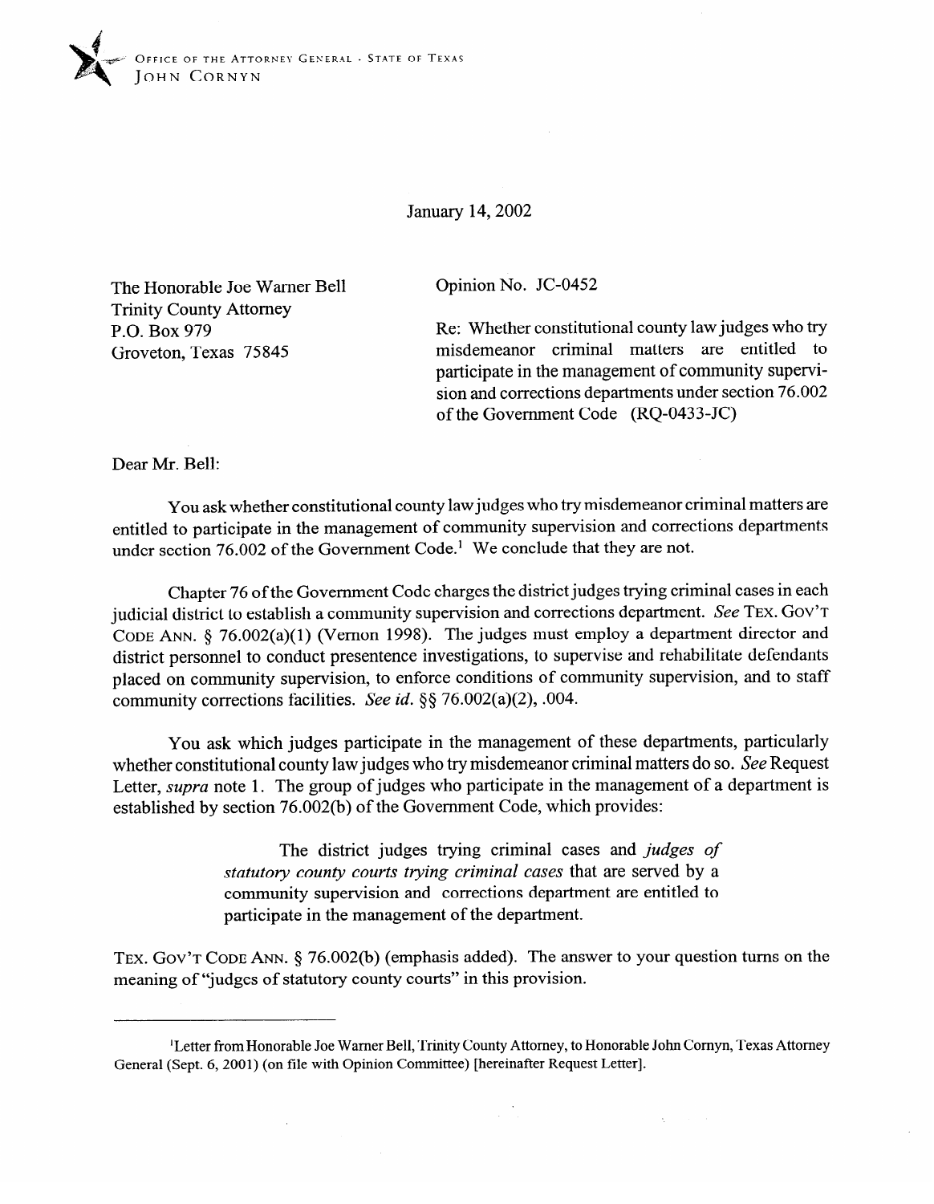OFFICE OF THE ATTORNEY GENERAL · STATE OF TEXAS
JOHN CORNYN

January 14, 2002

The Honorable Joe Warner Bell
Trinity County Attorney
P.O. Box 979
Groveton, Texas 75845

Opinion No. JC-0452

Re: Whether constitutional county law judges who try misdemeanor criminal matters are entitled to participate in the management of community supervision and corrections departments under section 76.002 of the Government Code (RQ-0433-JC)

Dear Mr. Bell:

You ask whether constitutional county law judges who try misdemeanor criminal matters are entitled to participate in the management of community supervision and corrections departments under section 76.002 of the Government Code.[1] We conclude that they are not.

Chapter 76 of the Government Code charges the district judges trying criminal cases in each judicial district to establish a community supervision and corrections department. *See* TEX. GOV'T CODE ANN. § 76.002(a)(1) (Vernon 1998). The judges must employ a department director and district personnel to conduct presentence investigations, to supervise and rehabilitate defendants placed on community supervision, to enforce conditions of community supervision, and to staff community corrections facilities. *See id.* §§ 76.002(a)(2), .004.

You ask which judges participate in the management of these departments, particularly whether constitutional county law judges who try misdemeanor criminal matters do so. *See* Request Letter, *supra* note 1. The group of judges who participate in the management of a department is established by section 76.002(b) of the Government Code, which provides:

> The district judges trying criminal cases and *judges of statutory county courts trying criminal cases* that are served by a community supervision and corrections department are entitled to participate in the management of the department.

TEX. GOV'T CODE ANN. § 76.002(b) (emphasis added). The answer to your question turns on the meaning of "judges of statutory county courts" in this provision.

---

[1] Letter from Honorable Joe Warner Bell, Trinity County Attorney, to Honorable John Cornyn, Texas Attorney General (Sept. 6, 2001) (on file with Opinion Committee) [hereinafter Request Letter].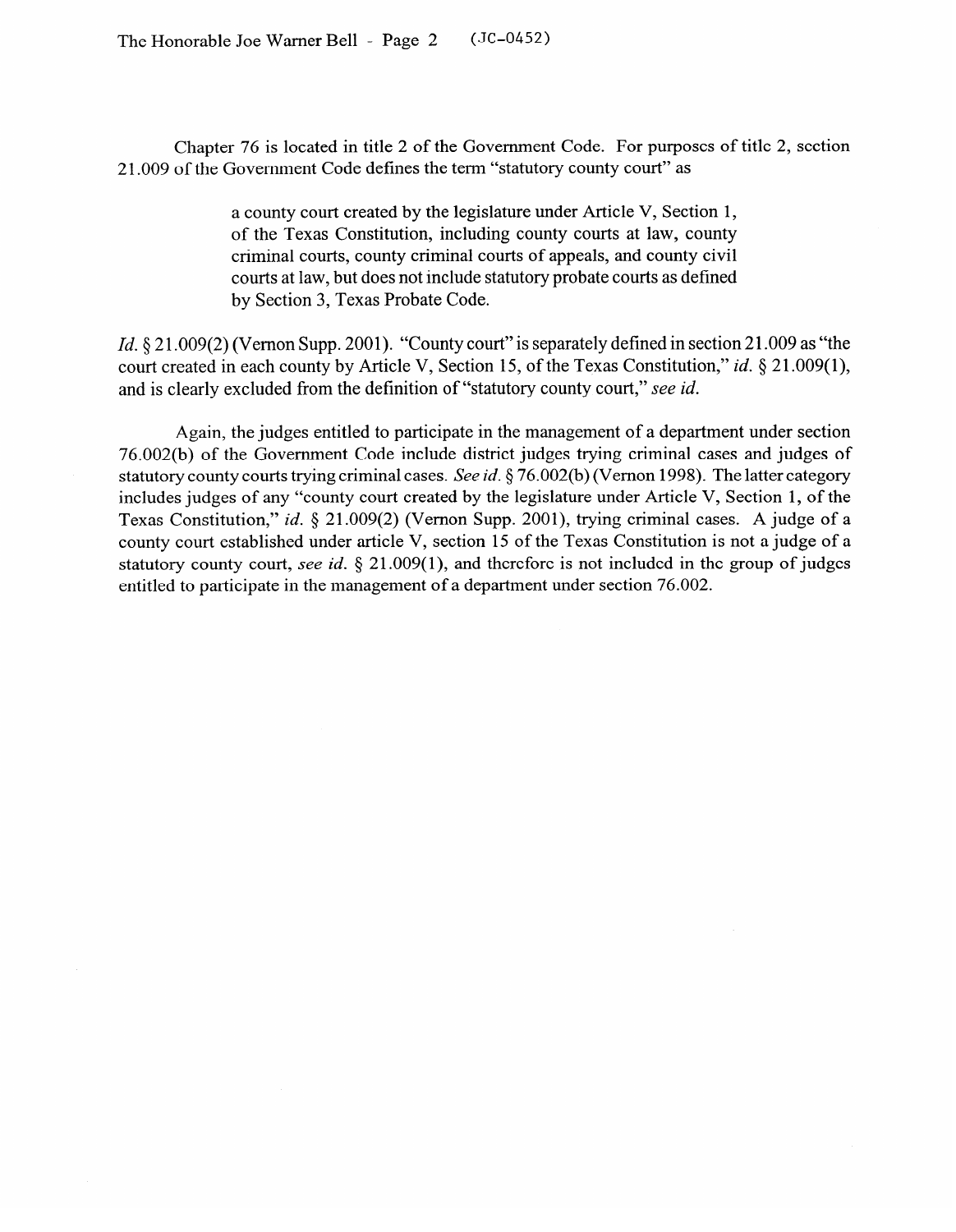Chapter 76 is located in title 2 of the Government Code. For purposes of title 2, section 21.009 of the Government Code defines the term "statutory county court" as

> a county court created by the legislature under Article V, Section 1, of the Texas Constitution, including county courts at law, county criminal courts, county criminal courts of appeals, and county civil courts at law, but does not include statutory probate courts as defined by Section 3, Texas Probate Code.

*Id.* § 21.009(2) (Vernon Supp. 2001). "County court" is separately defined in section 21.009 as "the court created in each county by Article V, Section 15, of the Texas Constitution," *id.* § 21.009(1), and is clearly excluded from the definition of "statutory county court," *see id.*

Again, the judges entitled to participate in the management of a department under section 76.002(b) of the Government Code include district judges trying criminal cases and judges of statutory county courts trying criminal cases. *See id.* § 76.002(b) (Vernon 1998). The latter category includes judges of any "county court created by the legislature under Article V, Section 1, of the Texas Constitution," *id.* § 21.009(2) (Vernon Supp. 2001), trying criminal cases. A judge of a county court established under article V, section 15 of the Texas Constitution is not a judge of a statutory county court, *see id.* § 21.009(1), and therefore is not included in the group of judges entitled to participate in the management of a department under section 76.002.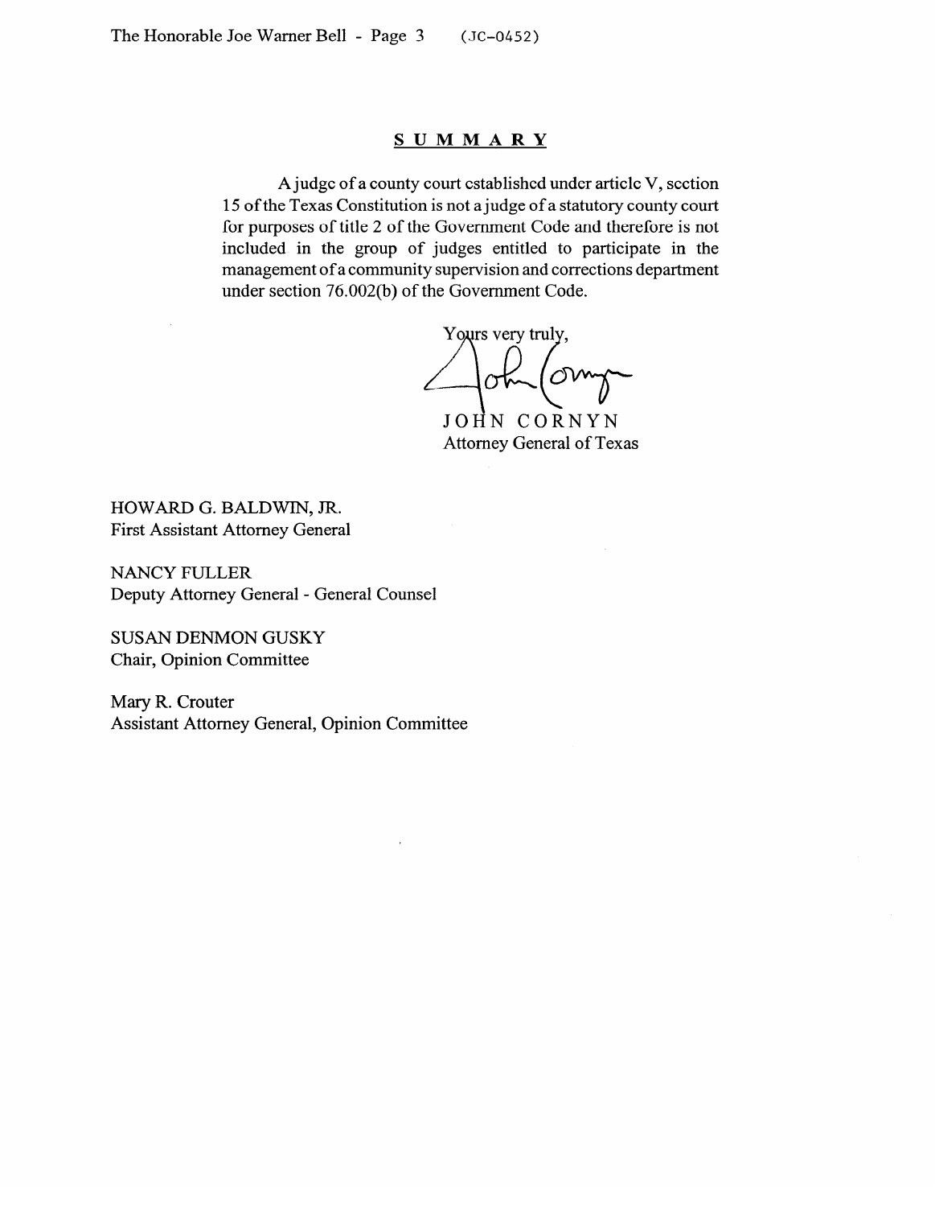## SUMMARY

A judge of a county court established under article V, section 15 of the Texas Constitution is not a judge of a statutory county court for purposes of title 2 of the Government Code and therefore is not included in the group of judges entitled to participate in the management of a community supervision and corrections department under section 76.002(b) of the Government Code.

Yours very truly,

JOHN CORNYN
Attorney General of Texas

HOWARD G. BALDWIN, JR.
First Assistant Attorney General

NANCY FULLER
Deputy Attorney General - General Counsel

SUSAN DENMON GUSKY
Chair, Opinion Committee

Mary R. Crouter
Assistant Attorney General, Opinion Committee